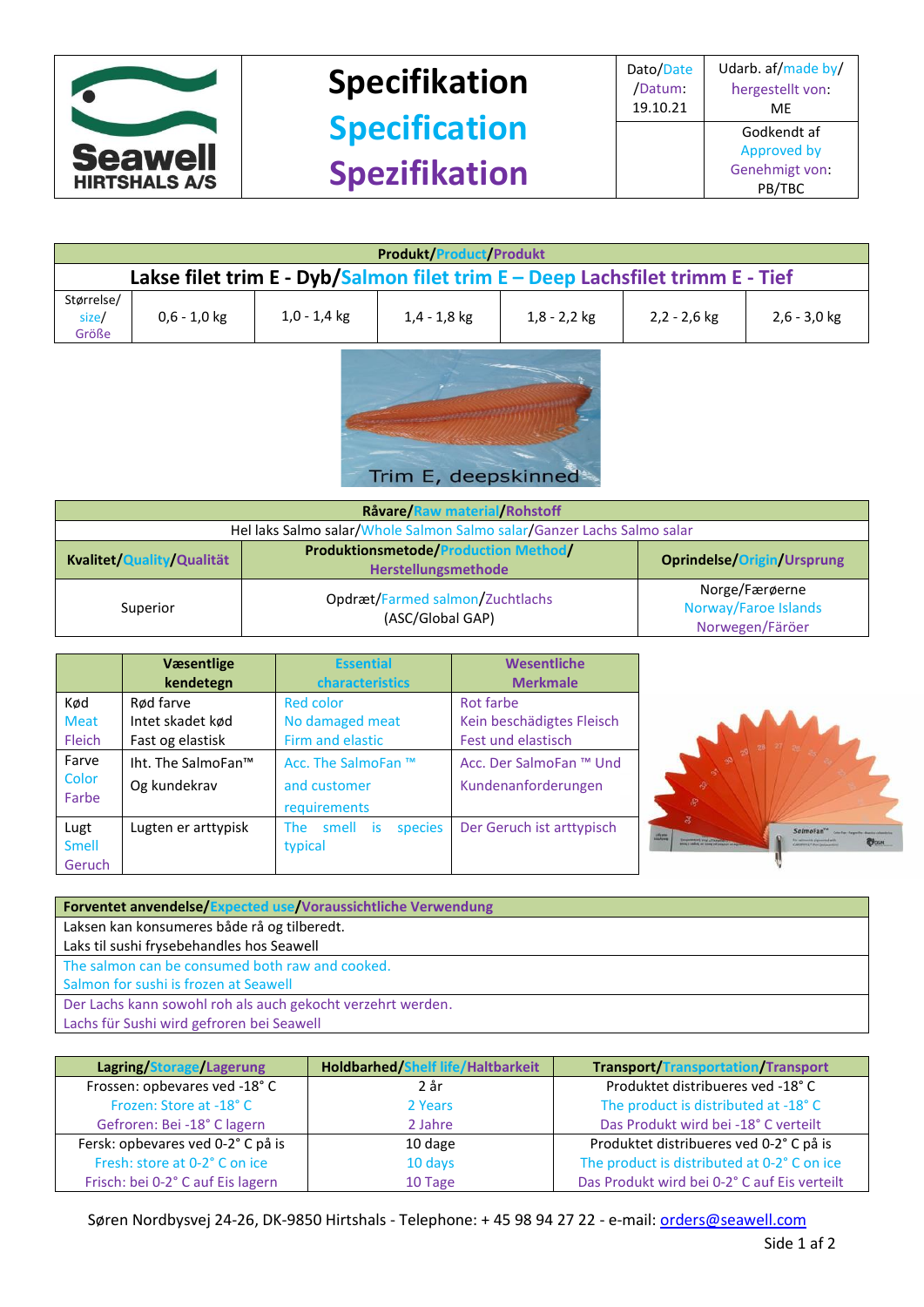| Seawell HIRTSHALS A/S | **Specifikation** **Specification** **Spezifikation** | Dato/Date /Datum: 19.10.21 | Udarb. af/made by/ hergestellt von: ME |
|---|---|---|---|
| | | | Godkendt af Approved by Genehmigt von: PB/TBC |

| **Produkt/Product/Produkt** | | | | | | |
|---|---|---|---|---|---|---|
| **Lakse filet trim E - Dyb/Salmon filet trim E – Deep Lachsfilet trimm E - Tief** | | | | | | |
| Størrelse/ size/ Größe | 0,6 - 1,0 kg | 1,0 - 1,4 kg | 1,4 - 1,8 kg | 1,8 - 2,2 kg | 2,2 - 2,6 kg | 2,6 - 3,0 kg |

Trim E, deepskinned

| **Råvare/Raw material/Rohstoff** | | |
|---|---|---|
| Hel laks Salmo salar/Whole Salmon Salmo salar/Ganzer Lachs Salmo salar | | |
| **Kvalitet/Quality/Qualität** | **Produktionsmetode/Production Method/ Herstellungsmethode** | **Oprindelse/Origin/Ursprung** |
| Superior | Opdræt/Farmed salmon/Zuchtlachs (ASC/Global GAP) | Norge/Færøerne Norway/Faroe Islands Norwegen/Färöer |

| | **Væsentlige kendetegn** | **Essential characteristics** | **Wesentliche Merkmale** |
|---|---|---|---|
| Kød Meat Fleich | Rød farve Intet skadet kød Fast og elastisk | Red color No damaged meat Firm and elastic | Rot farbe Kein beschädigtes Fleisch Fest und elastisch |
| Farve Color Farbe | Iht. The SalmoFan™ Og kundekrav | Acc. The SalmoFan ™ and customer requirements | Acc. Der SalmoFan ™ Und Kundenanforderungen |
| Lugt Smell Geruch | Lugten er arttypisk | The smell is species typical | Der Geruch ist arttypisch |

| **Forventet anvendelse/Expected use/Voraussichtliche Verwendung** |
|---|
| Laksen kan konsumeres både rå og tilberedt. Laks til sushi frysebehandles hos Seawell |
| The salmon can be consumed both raw and cooked. Salmon for sushi is frozen at Seawell |
| Der Lachs kann sowohl roh als auch gekocht verzehrt werden. Lachs für Sushi wird gefroren bei Seawell |

| **Lagring/Storage/Lagerung** | **Holdbarhed/Shelf life/Haltbarkeit** | **Transport/Transportation/Transport** |
|---|---|---|
| Frossen: opbevares ved -18° C Frozen: Store at -18° C Gefroren: Bei -18° C lagern | 2 år 2 Years 2 Jahre | Produktet distribueres ved -18° C The product is distributed at -18° C Das Produkt wird bei -18° C verteilt |
| Fersk: opbevares ved 0-2° C på is Fresh: store at 0-2° C on ice Frisch: bei 0-2° C auf Eis lagern | 10 dage 10 days 10 Tage | Produktet distribueres ved 0-2° C på is The product is distributed at 0-2° C on ice Das Produkt wird bei 0-2° C auf Eis verteilt |

Søren Nordbysvej 24-26, DK-9850 Hirtshals - Telephone: + 45 98 94 27 22 - e-mail: orders@seawell.com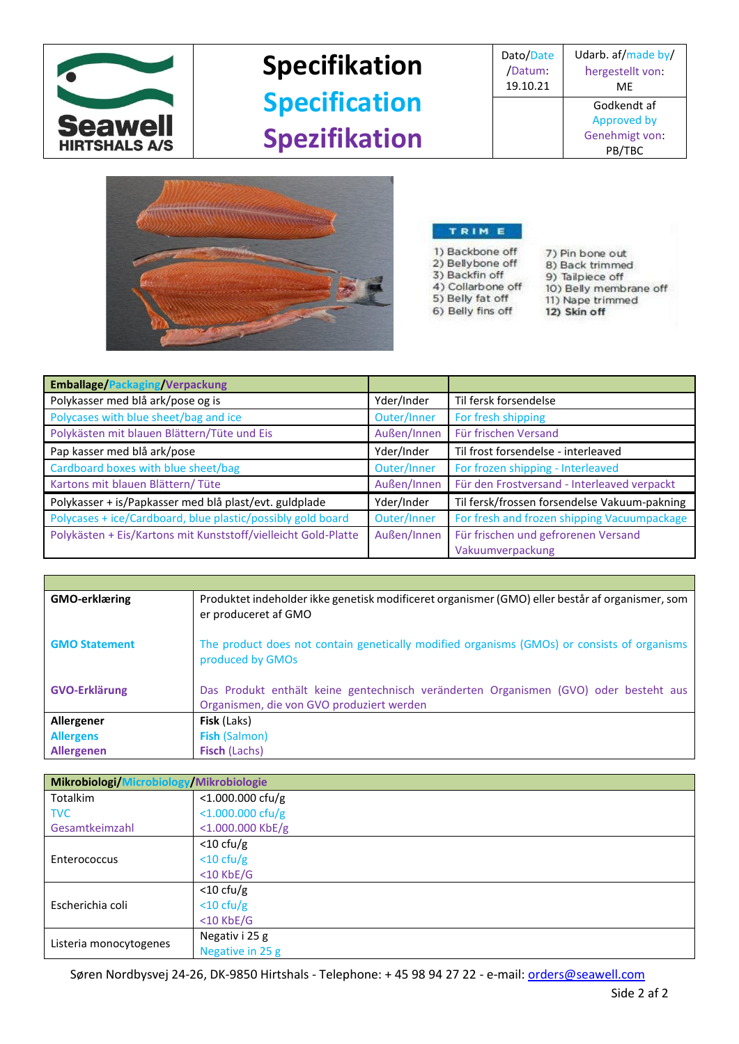| Seawell HIRTSHALS A/S | Specifikation<br>Specification<br>Spezifikation | Dato/Date/Datum: 19.10.21 | Udarb. af/made by/hergestellt von: ME |
| --- | --- | --- | --- |
| | | | Godkendt af Approved by Genehmigt von: PB/TBC |

TRIM E

1) Backbone off
2) Bellybone off
3) Backfin off
4) Collarbone off
5) Belly fat off
6) Belly fins off
7) Pin bone out
8) Back trimmed
9) Tailpiece off
10) Belly membrane off
11) Nape trimmed
**12) Skin off**

| **Emballage/Packaging/Verpackung** | | |
| --- | --- | --- |
| Polykasser med blå ark/pose og is | Yder/Inder | Til fersk forsendelse |
| Polycases with blue sheet/bag and ice | Outer/Inner | For fresh shipping |
| Polykästen mit blauen Blättern/Tüte und Eis | Außen/Innen | Für frischen Versand |
| Pap kasser med blå ark/pose | Yder/Inder | Til frost forsendelse - interleaved |
| Cardboard boxes with blue sheet/bag | Outer/Inner | For frozen shipping - Interleaved |
| Kartons mit blauen Blättern/ Tüte | Außen/Innen | Für den Frostversand - Interleaved verpackt |
| Polykasser + is/Papkasser med blå plast/evt. guldplade | Yder/Inder | Til fersk/frossen forsendelse Vakuum-pakning |
| Polycases + ice/Cardboard, blue plastic/possibly gold board | Outer/Inner | For fresh and frozen shipping Vacuumpackage |
| Polykästen + Eis/Kartons mit Kunststoff/vielleicht Gold-Platte | Außen/Innen | Für frischen und gefrorenen Versand Vakuumverpackung |

| | |
| --- | --- |
| **GMO-erklæring** | Produktet indeholder ikke genetisk modificeret organismer (GMO) eller består af organismer, som er produceret af GMO |
| **GMO Statement** | The product does not contain genetically modified organisms (GMOs) or consists of organisms produced by GMOs |
| **GVO-Erklärung** | Das Produkt enthält keine gentechnisch veränderten Organismen (GVO) oder besteht aus Organismen, die von GVO produziert werden |
| **Allergener**<br>**Allergens**<br>**Allergenen** | **Fisk** (Laks)<br>**Fish** (Salmon)<br>**Fisch** (Lachs) |

| **Mikrobiologi/Microbiology/Mikrobiologie** | |
| --- | --- |
| Totalkim<br>TVC<br>Gesamtkeimzahl | <1.000.000 cfu/g<br><1.000.000 cfu/g<br><1.000.000 KbE/g |
| Enterococcus | <10 cfu/g<br><10 cfu/g<br><10 KbE/G |
| Escherichia coli | <10 cfu/g<br><10 cfu/g<br><10 KbE/G |
| Listeria monocytogenes | Negativ i 25 g<br>Negative in 25 g |

Søren Nordbysvej 24-26, DK-9850 Hirtshals - Telephone: + 45 98 94 27 22 - e-mail: orders@seawell.com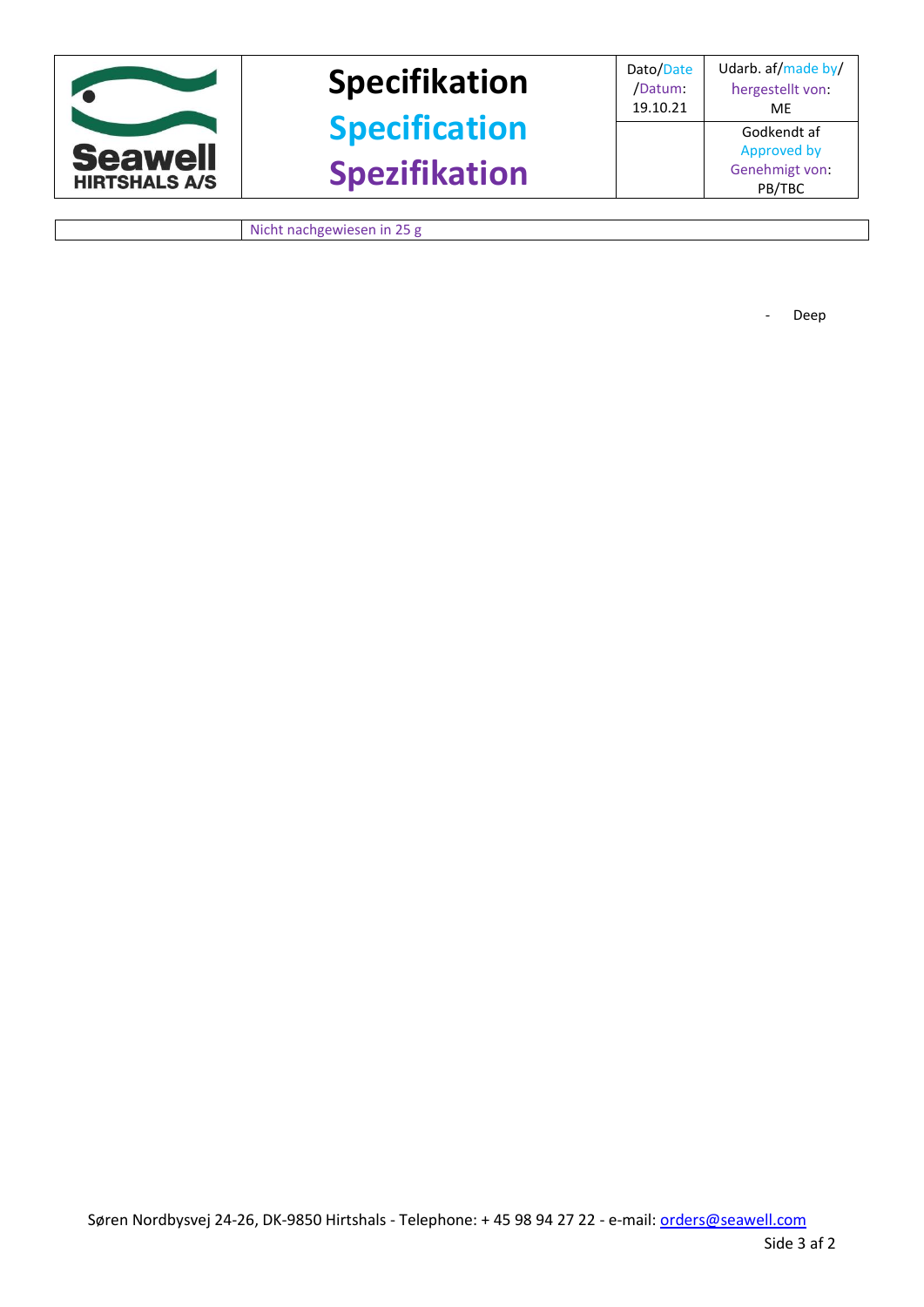| | |
|---|---|
| | Nicht nachgewiesen in 25 g |

- Deep